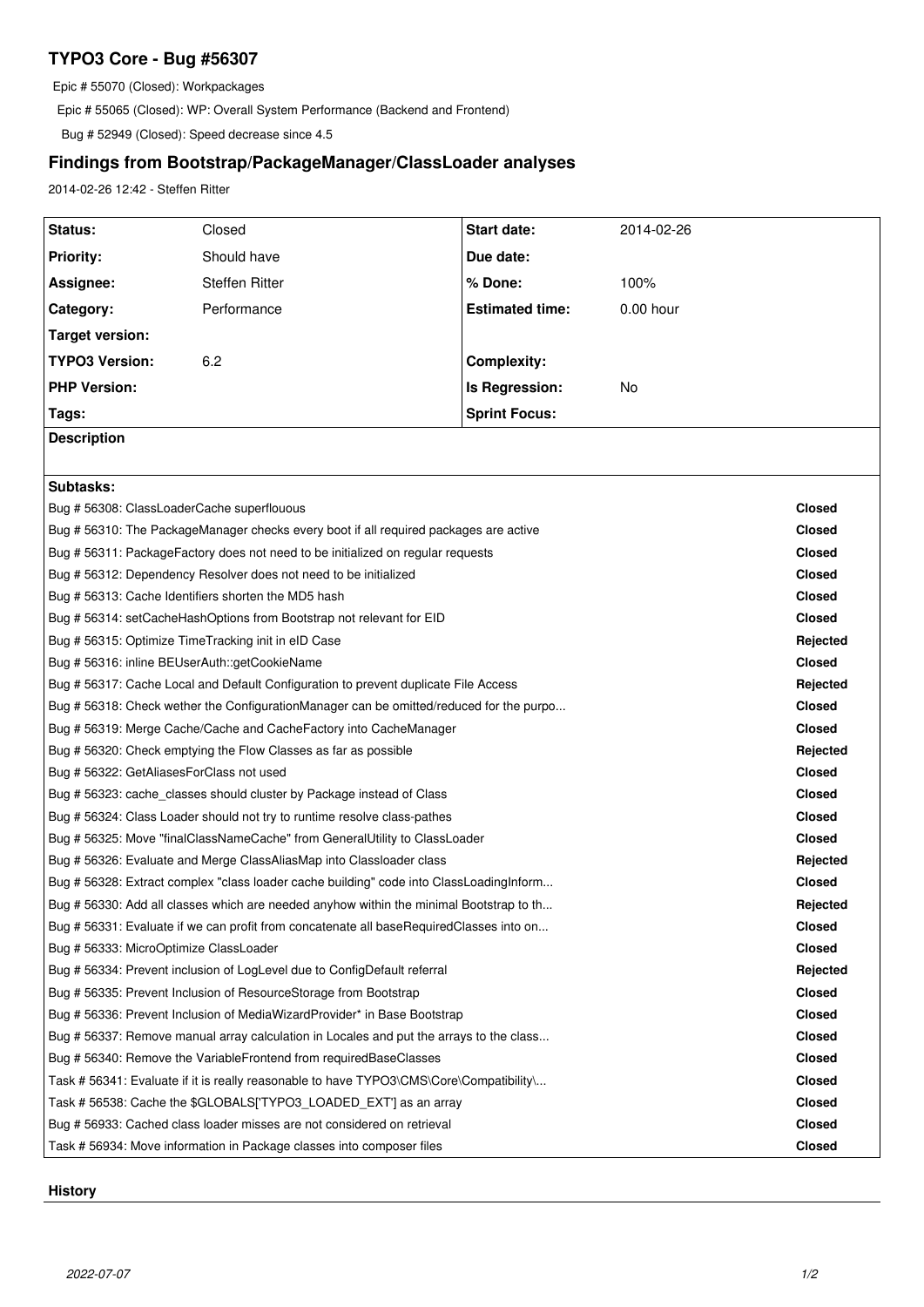# TYPO3 Core - Bug #56307

Epic # 55070 (Closed): Workpackages

Epic # 55065 (Closed): WP: Overall System Performance (Backend and Frontend)

Bug # 52949 (Closed): Speed decrease since 4.5

## Findings from Bootstrap/PackageManager/ClassLoader analyses

2014-02-26 12:42 - Steffen Ritter

| Status: | Closed | Start date: | 2014-02-26 |
|---|---|---|---|
| Priority: | Should have | Due date: | |
| Assignee: | Steffen Ritter | % Done: | 100% |
| Category: | Performance | Estimated time: | 0.00 hour |
| Target version: | | | |
| TYPO3 Version: | 6.2 | Complexity: | |
| PHP Version: | | Is Regression: | No |
| Tags: | | Sprint Focus: | |

**Description**

**Subtasks:**

| Subtask | Status |
|---|---|
| Bug # 56308: ClassLoaderCache superflouous | Closed |
| Bug # 56310: The PackageManager checks every boot if all required packages are active | Closed |
| Bug # 56311: PackageFactory does not need to be initialized on regular requests | Closed |
| Bug # 56312: Dependency Resolver does not need to be initialized | Closed |
| Bug # 56313: Cache Identifiers shorten the MD5 hash | Closed |
| Bug # 56314: setCacheHashOptions from Bootstrap not relevant for EID | Closed |
| Bug # 56315: Optimize TimeTracking init in eID Case | Rejected |
| Bug # 56316: inline BEUserAuth::getCookieName | Closed |
| Bug # 56317: Cache Local and Default Configuration to prevent duplicate File Access | Rejected |
| Bug # 56318: Check wether the ConfigurationManager can be omitted/reduced for the purpo... | Closed |
| Bug # 56319: Merge Cache/Cache and CacheFactory into CacheManager | Closed |
| Bug # 56320: Check emptying the Flow Classes as far as possible | Rejected |
| Bug # 56322: GetAliasesForClass not used | Closed |
| Bug # 56323: cache_classes should cluster by Package instead of Class | Closed |
| Bug # 56324: Class Loader should not try to runtime resolve class-pathes | Closed |
| Bug # 56325: Move "finalClassNameCache" from GeneralUtility to ClassLoader | Closed |
| Bug # 56326: Evaluate and Merge ClassAliasMap into Classloader class | Rejected |
| Bug # 56328: Extract complex "class loader cache building" code into ClassLoadingInform... | Closed |
| Bug # 56330: Add all classes which are needed anyhow within the minimal Bootstrap to th... | Rejected |
| Bug # 56331: Evaluate if we can profit from concatenate all baseRequiredClasses into on... | Closed |
| Bug # 56333: MicroOptimize ClassLoader | Closed |
| Bug # 56334: Prevent inclusion of LogLevel due to ConfigDefault referral | Rejected |
| Bug # 56335: Prevent Inclusion of ResourceStorage from Bootstrap | Closed |
| Bug # 56336: Prevent Inclusion of MediaWizardProvider* in Base Bootstrap | Closed |
| Bug # 56337: Remove manual array calculation in Locales and put the arrays to the class... | Closed |
| Bug # 56340: Remove the VariableFrontend from requiredBaseClasses | Closed |
| Task # 56341: Evaluate if it is really reasonable to have TYPO3\CMS\Core\Compatibility\... | Closed |
| Task # 56538: Cache the $GLOBALS['TYPO3_LOADED_EXT'] as an array | Closed |
| Bug # 56933: Cached class loader misses are not considered on retrieval | Closed |
| Task # 56934: Move information in Package classes into composer files | Closed |

**History**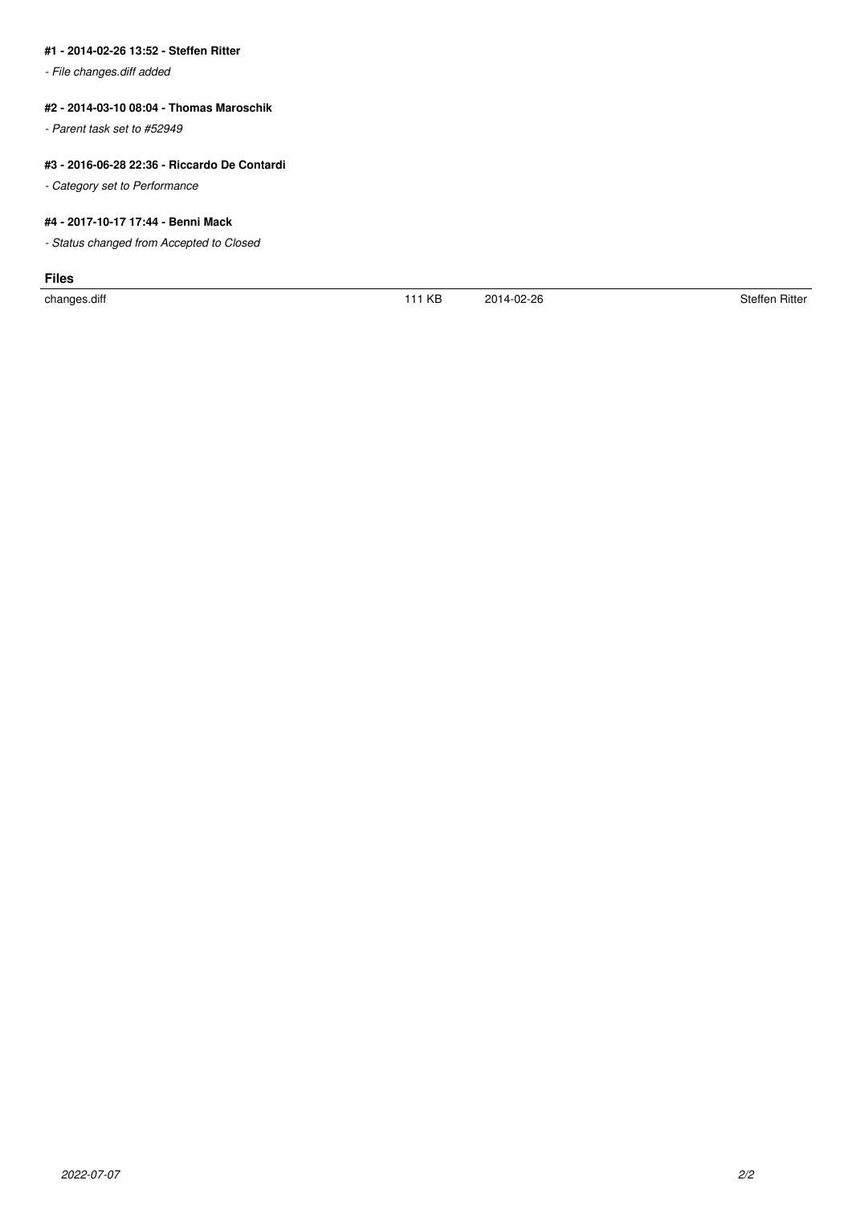#### #1 - 2014-02-26 13:52 - Steffen Ritter

*- File changes.diff added*

#### #2 - 2014-03-10 08:04 - Thomas Maroschik

*- Parent task set to #52949*

#### #3 - 2016-06-28 22:36 - Riccardo De Contardi

*- Category set to Performance*

#### #4 - 2017-10-17 17:44 - Benni Mack

*- Status changed from Accepted to Closed*

### Files

| | | | |
|---|---|---|---|
| changes.diff | 111 KB | 2014-02-26 | Steffen Ritter |